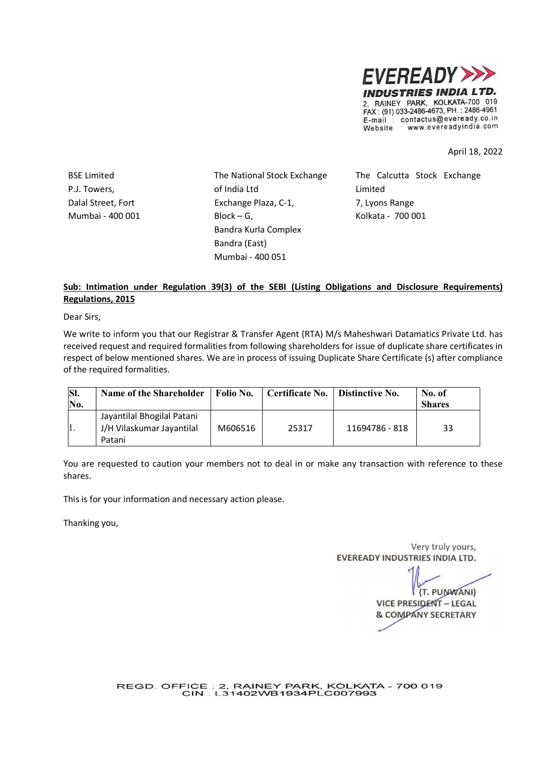**EVEREADY INDUSTRIES INDIA LTD.**
2, RAINEY PARK, KOLKATA-700 019
FAX : (91) 033-2486-4673, PH. : 2486-4961
E-mail : contactus@eveready.co.in
Website www.evereadyindia.com

April 18, 2022

BSE Limited
P.J. Towers,
Dalal Street, Fort
Mumbai - 400 001

The National Stock Exchange of India Ltd
Exchange Plaza, C-1,
Block – G,
Bandra Kurla Complex
Bandra (East)
Mumbai - 400 051

The Calcutta Stock Exchange Limited
7, Lyons Range
Kolkata - 700 001

**Sub: Intimation under Regulation 39(3) of the SEBI (Listing Obligations and Disclosure Requirements) Regulations, 2015**

Dear Sirs,

We write to inform you that our Registrar & Transfer Agent (RTA) M/s Maheshwari Datamatics Private Ltd. has received request and required formalities from following shareholders for issue of duplicate share certificates in respect of below mentioned shares. We are in process of issuing Duplicate Share Certificate (s) after compliance of the required formalities.

| Sl. No. | Name of the Shareholder | Folio No. | Certificate No. | Distinctive No. | No. of Shares |
|---|---|---|---|---|---|
| 1. | Jayantilal Bhogilal Patani J/H Vilaskumar Jayantilal Patani | M606516 | 25317 | 11694786 - 818 | 33 |

You are requested to caution your members not to deal in or make any transaction with reference to these shares.

This is for your information and necessary action please.

Thanking you,

Very truly yours,
EVEREADY INDUSTRIES INDIA LTD.

(T. PUNWANI)
VICE PRESIDENT – LEGAL
& COMPANY SECRETARY

REGD. OFFICE : 2, RAINEY PARK, KOLKATA - 700 019
CIN : L31402WB1934PLC007993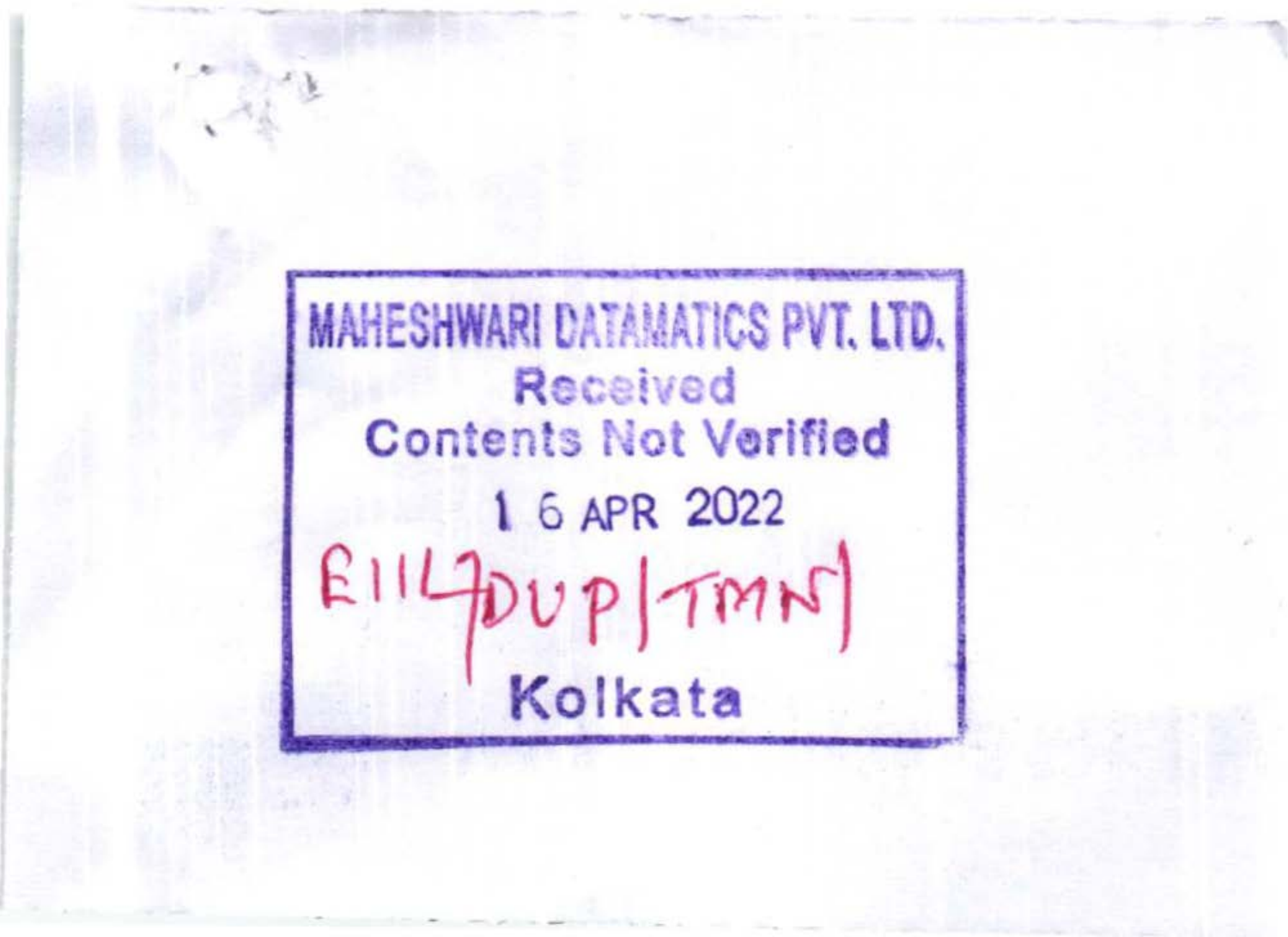MAHESHWARI DATAMATICS PVT. LTD.

Received

Contents Not Verified

16 APR 2022

E1147DUP|TMN|

Kolkata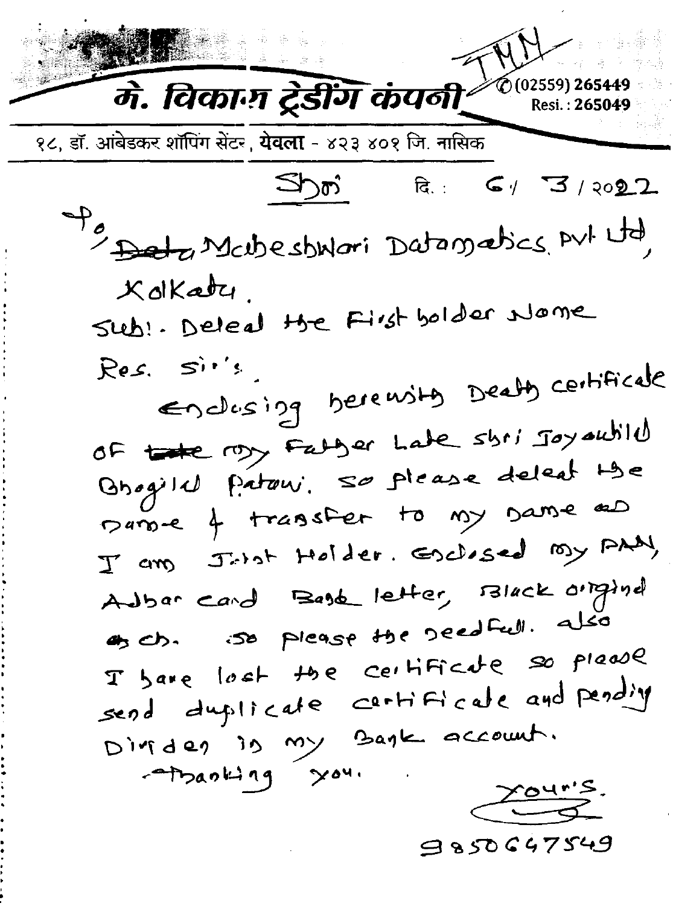# मे. विकास ट्रेडींग कंपनी

© (02559) 265449
Resi. : 265049

१८, डॉ. आंबेडकर शॉपिंग सेंटर, **येवला** - ४२३ ४०१ जि. नासिक

TMN

Shri दि.: 6 / 3 / 2022

To,
~~Data~~ Maheshwari Datamatics Pvt Ltd,
Kolkata.

Sub:- Deleat the First holder Name

Res. Sir's.

Enclosing herewith Death certificate of ~~late~~ my Father Late shri Jayantilal Bhogilal Patani. so please deleat the name & transfer to my name as I am Joint Holder. Enclosed my PAN, Adhar card Bank letter, Black original ch. so please the needfull. also I have lost the certificate so please send duplicate certificate and pending Dividen in my Bank account.

Thanking you.

Your's.

9850647549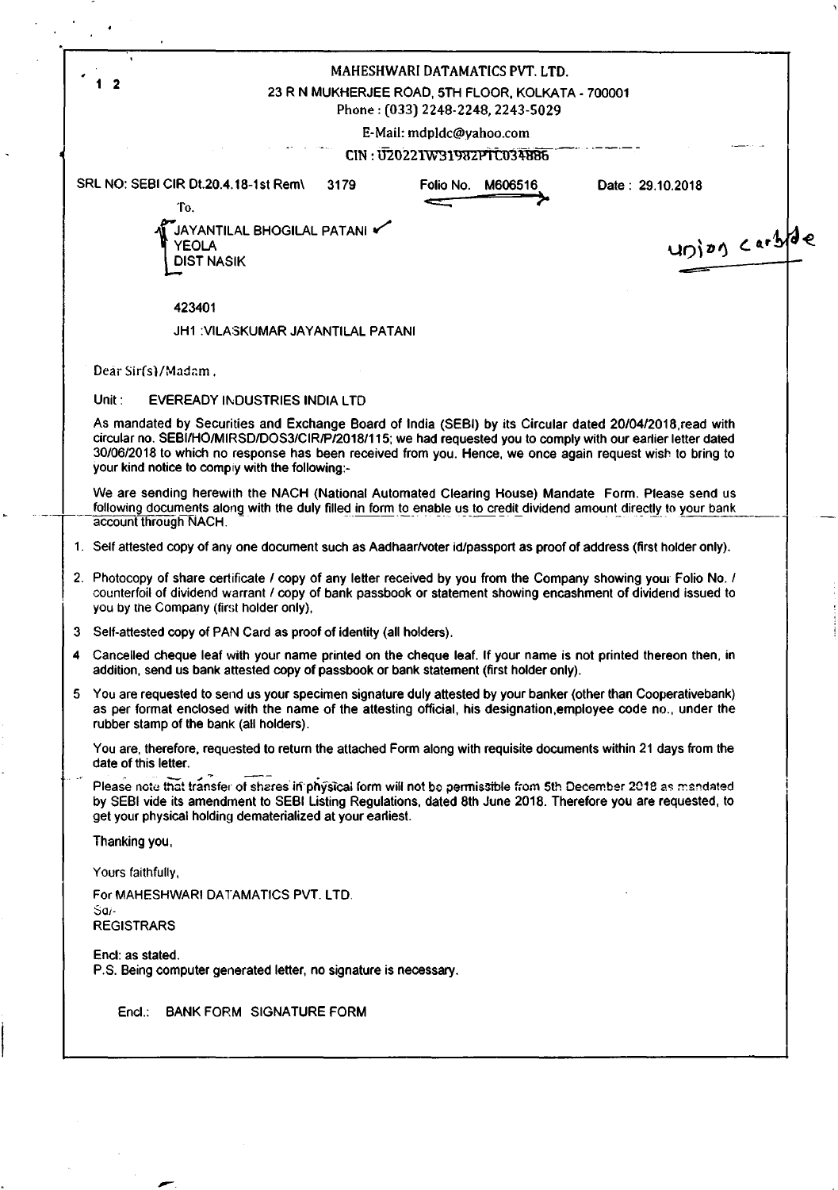1 2

# MAHESHWARI DATAMATICS PVT. LTD.

23 R N MUKHERJEE ROAD, 5TH FLOOR, KOLKATA - 700001

Phone : (033) 2248-2248, 2243-5029

E-Mail: mdpldc@yahoo.com

CIN : U20221WB1982PTC034886

SRL NO: SEBI CIR Dt.20.4.18-1st Rem\ 3179 Folio No. M606516 Date : 29.10.2018

To,

JAYANTILAL BHOGILAL PATANI
YEOLA
DIST NASIK

union carbide

423401

JH1 :VILASKUMAR JAYANTILAL PATANI

Dear Sir(s)/Madam,

Unit : EVEREADY INDUSTRIES INDIA LTD

As mandated by Securities and Exchange Board of India (SEBI) by its Circular dated 20/04/2018,read with circular no. SEBI/HO/MIRSD/DOS3/CIR/P/2018/115; we had requested you to comply with our earlier letter dated 30/06/2018 to which no response has been received from you. Hence, we once again request wish to bring to your kind notice to comply with the following:-

We are sending herewith the NACH (National Automated Clearing House) Mandate Form. Please send us following documents along with the duly filled in form to enable us to credit dividend amount directly to your bank account through NACH.

1. Self attested copy of any one document such as Aadhaar/voter id/passport as proof of address (first holder only).
2. Photocopy of share certificate / copy of any letter received by you from the Company showing your Folio No. / counterfoil of dividend warrant / copy of bank passbook or statement showing encashment of dividend issued to you by the Company (first holder only),
3. Self-attested copy of PAN Card as proof of identity (all holders).
4. Cancelled cheque leaf with your name printed on the cheque leaf. If your name is not printed thereon then, in addition, send us bank attested copy of passbook or bank statement (first holder only).
5. You are requested to send us your specimen signature duly attested by your banker (other than Cooperativebank) as per format enclosed with the name of the attesting official, his designation,employee code no., under the rubber stamp of the bank (all holders).

You are, therefore, requested to return the attached Form along with requisite documents within 21 days from the date of this letter.

Please note that transfer of shares in physical form will not be permissible from 5th December 2018 as mandated by SEBI vide its amendment to SEBI Listing Regulations, dated 8th June 2018. Therefore you are requested, to get your physical holding dematerialized at your earliest.

Thanking you,

Yours faithfully,

For MAHESHWARI DATAMATICS PVT. LTD.
Sd/-
REGISTRARS

Encl: as stated.
P.S. Being computer generated letter, no signature is necessary.

Encl.: BANK FORM SIGNATURE FORM